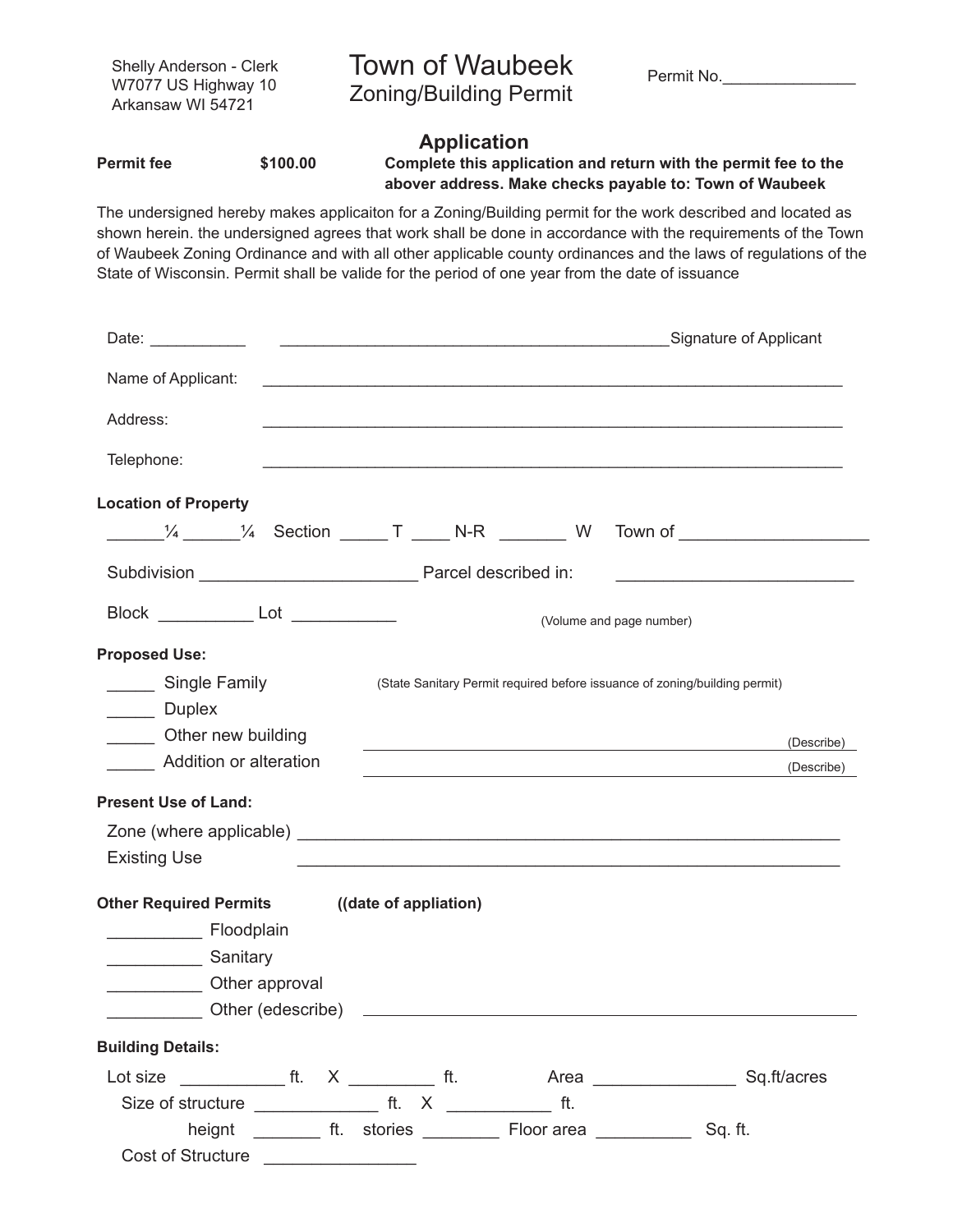Shelly Anderson - Clerk
W7077 US Highway 10
Arkansaw WI 54721

# Town of Waubeek
## Zoning/Building Permit

Permit No.______________

### Application

**Permit fee** **$100.00** **Complete this application and return with the permit fee to the abover address. Make checks payable to: Town of Waubeek**

The undersigned hereby makes applicaiton for a Zoning/Building permit for the work described and located as shown herein. the undersigned agrees that work shall be done in accordance with the requirements of the Town of Waubeek Zoning Ordinance and with all other applicable county ordinances and the laws of regulations of the State of Wisconsin. Permit shall be valide for the period of one year from the date of issuance

Date: __________ _____________________________________________Signature of Applicant

Name of Applicant: ___________________________________________________________________

Address: ___________________________________________________________________

Telephone: ___________________________________________________________________

**Location of Property**

______¼ ______¼ Section _____ T ____ N-R _______ W Town of ___________________

Subdivision ______________________ Parcel described in: _________________________

Block __________ Lot ___________ (Volume and page number)

**Proposed Use:**

_____ Single Family (State Sanitary Permit required before issuance of zoning/building permit)

_____ Duplex

_____ Other new building ________________________________________ (Describe)

_____ Addition or alteration ________________________________________ (Describe)

**Present Use of Land:**

Zone (where applicable) _________________________________________________________

Existing Use _________________________________________________________

**Other Required Permits** **((date of appliation)**

__________ Floodplain

__________ Sanitary

__________ Other approval

__________ Other (edescribe) _____________________________________________

**Building Details:**

Lot size ___________ ft. X _________ ft. Area _______________ Sq.ft/acres

Size of structure _____________ ft. X ___________ ft.

height _______ ft. stories ________ Floor area __________ Sq. ft.

Cost of Structure _______________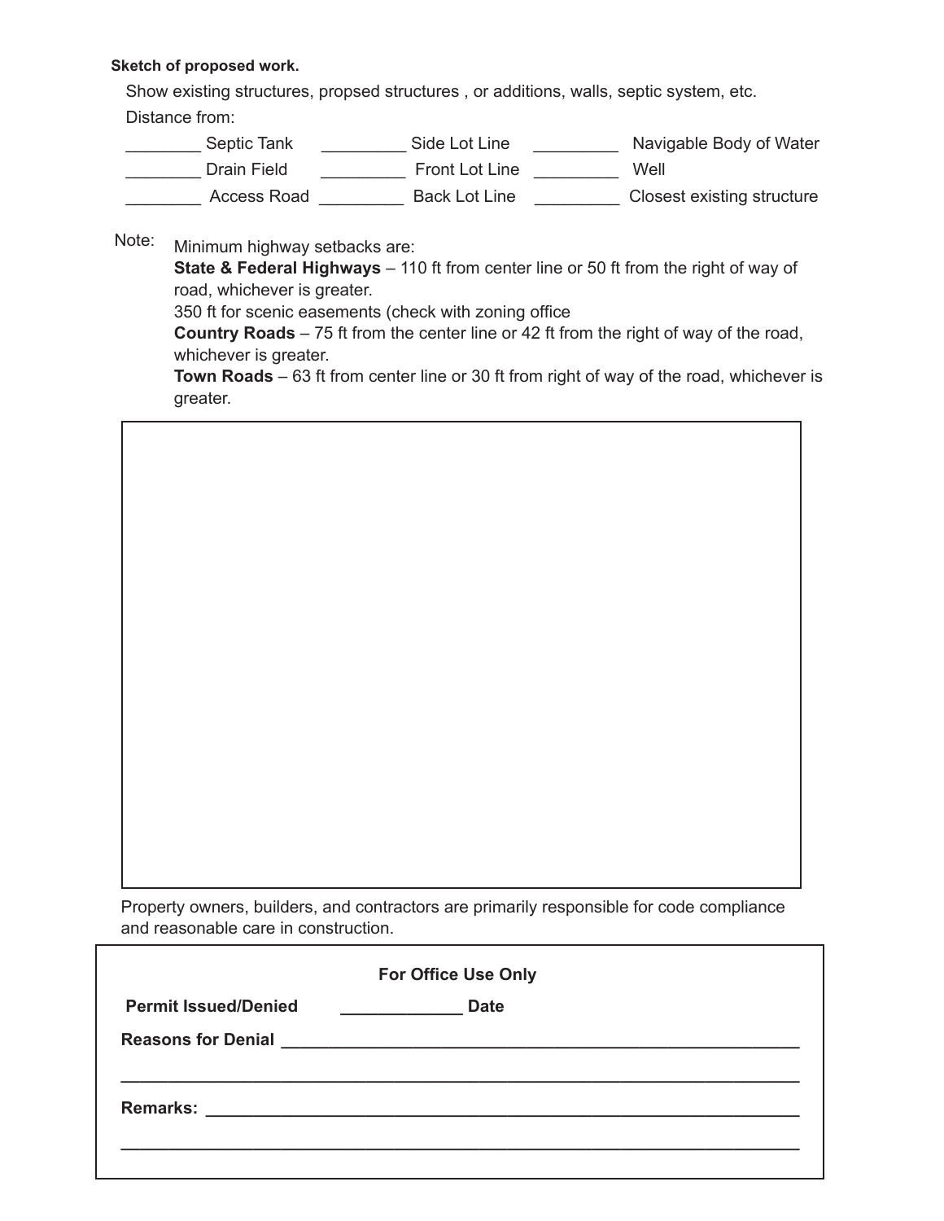**Sketch of proposed work.**

Show existing structures, propsed structures , or additions, walls, septic system, etc.

Distance from:

| | | | | | |
|---|---|---|---|---|---|
| ________ | Septic Tank | _________ | Side Lot Line | _________ | Navigable Body of Water |
| ________ | Drain Field | _________ | Front Lot Line | _________ | Well |
| ________ | Access Road | _________ | Back Lot Line | _________ | Closest existing structure |

Note: Minimum highway setbacks are:

**State & Federal Highways** – 110 ft from center line or 50 ft from the right of way of road, whichever is greater.

350 ft for scenic easements (check with zoning office

**Country Roads** – 75 ft from the center line or 42 ft from the right of way of the road, whichever is greater.

**Town Roads** – 63 ft from center line or 30 ft from right of way of the road, whichever is greater.

Property owners, builders, and contractors are primarily responsible for code compliance and reasonable care in construction.

**For Office Use Only**

**Permit Issued/Denied** _____________ **Date**

**Reasons for Denial** ___________________________________________________________

_____________________________________________________________________________

**Remarks:** _________________________________________________________________

_____________________________________________________________________________